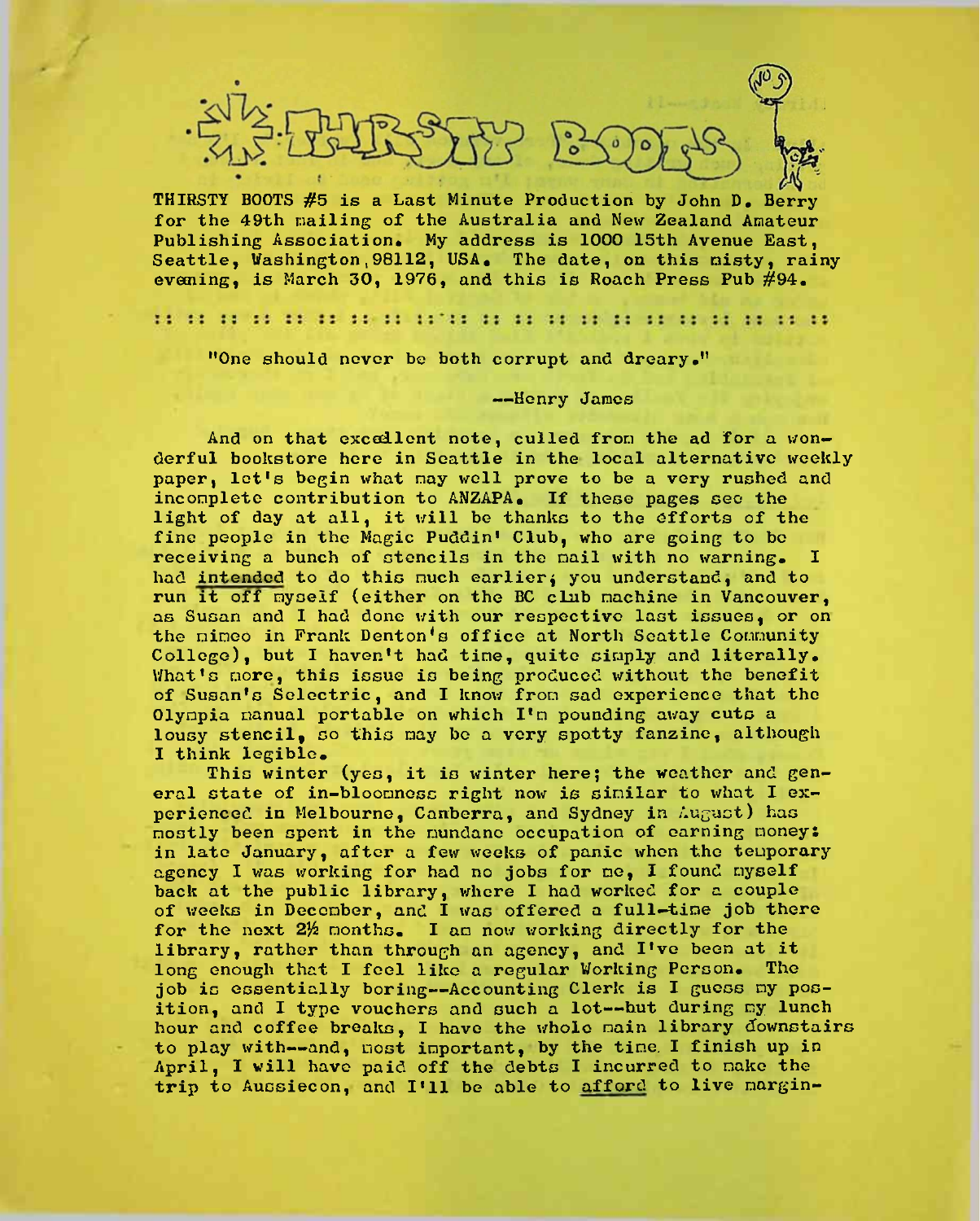# THIRSTY BOOTS

THIRSTY BOOTS #5 is a Last Minute Production by John D. Berry for the 49th mailing of the Australia and New Zealand Amateur Publishing Association. My address is 1000 15th Avenue East, Seattle, Washington 98112, USA. The date, on this misty, rainy evening, is March 30, 1976, and this is Roach Press Pub #94.

:: :: :: :: :: :: :: :: :: :: :: :: :: :: :: :: :: :: :: ::

"One should never be both corrupt and dreary."

--Henry James

And on that excellent note, culled from the ad for a wonderful bookstore here in Seattle in the local alternative weekly paper, let's begin what may well prove to be a very rushed and incomplete contribution to ANZAPA. If these pages see the light of day at all, it will be thanks to the efforts of the fine people in the Magic Puddin' Club, who are going to be receiving a bunch of stencils in the mail with no warning. I had intended to do this much earlier; you understand, and to run it off myself (either on the BC club machine in Vancouver, as Susan and I had done with our respective last issues, or on the mimeo in Frank Denton's office at North Seattle Community College), but I haven't had time, quite simply and literally. What's more, this issue is being produced without the benefit of Susan's Selectric, and I know from sad experience that the Olympia manual portable on which I'm pounding away cuts a lousy stencil, so this may be a very spotty fanzine, although I think legible.

This winter (yes, it is winter here; the weather and general state of in-bloomness right now is similar to what I experienced in Melbourne, Canberra, and Sydney in August) has mostly been spent in the mundane occupation of earning money: in late January, after a few weeks of panic when the temporary agency I was working for had no jobs for me, I found myself back at the public library, where I had worked for a couple of weeks in December, and I was offered a full-time job there for the next 2½ months. I am now working directly for the library, rather than through an agency, and I've been at it long enough that I feel like a regular Working Person. The job is essentially boring--Accounting Clerk is I guess my position, and I type vouchers and such a lot--but during my lunch hour and coffee breaks, I have the whole main library downstairs to play with--and, most important, by the time I finish up in April, I will have paid off the debts I incurred to make the trip to Aussiecon, and I'll be able to afford to live margin-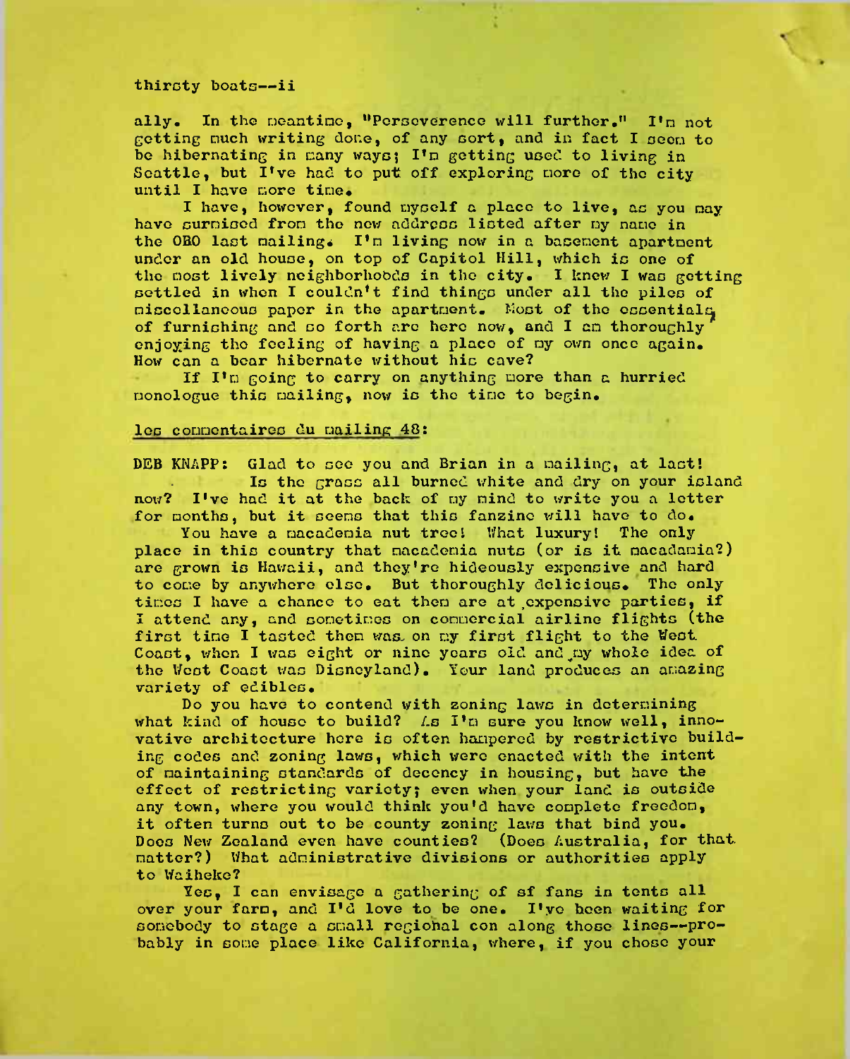ally. In the meantime, "Perseverence will further." I'm not getting much writing done, of any sort, and in fact I seem to be hibernating in many ways; I'm getting used to living in Seattle, but I've had to put off exploring more of the city until I have more time.

I have, however, found myself a place to live, as you may have surmised from the new address listed after my name in the OBO last mailing. I'm living now in a basement apartment under an old house, on top of Capitol Hill, which is one of the most lively neighborhoods in the city. I knew I was getting settled in when I couldn't find things under all the piles of miscellaneous paper in the apartment. Most of the essentials of furnishing and so forth are here now, and I am thoroughly enjoying the feeling of having a place of my own once again. How can a bear hibernate without his cave?

If I'm going to carry on anything more than a hurried monologue this mailing, now is the time to begin.

les commentaires du mailing 48:

DEB KNAPP: Glad to see you and Brian in a mailing, at last! Is the grass all burned white and dry on your island now? I've had it at the back of my mind to write you a letter for months, but it seems that this fanzine will have to do.

You have a macademia nut tree! What luxury! The only place in this country that macademia nuts (or is it macadamia?) are grown is Hawaii, and they're hideously expensive and hard to come by anywhere else. But thoroughly delicious. The only times I have a chance to eat them are at expensive parties, if I attend any, and sometimes on commercial airline flights (the first time I tasted them was on my first flight to the West Coast, when I was eight or nine years old and my whole idea of the West Coast was Disneyland). Your land produces an amazing variety of edibles.

Do you have to contend with zoning laws in determining what kind of house to build? As I'm sure you know well, innovative architecture here is often hampered by restrictive building codes and zoning laws, which were enacted with the intent of maintaining standards of decency in housing, but have the effect of restricting variety; even when your land is outside any town, where you would think you'd have complete freedom, it often turns out to be county zoning laws that bind you. Does New Zealand even have counties? (Does Australia, for that matter?) What administrative divisions or authorities apply to Waiheke?

Yes, I can envisage a gathering of sf fans in tents all over your farm, and I'd love to be one. I've been waiting for somebody to stage a small regional con along those lines--probably in some place like California, where, if you chose your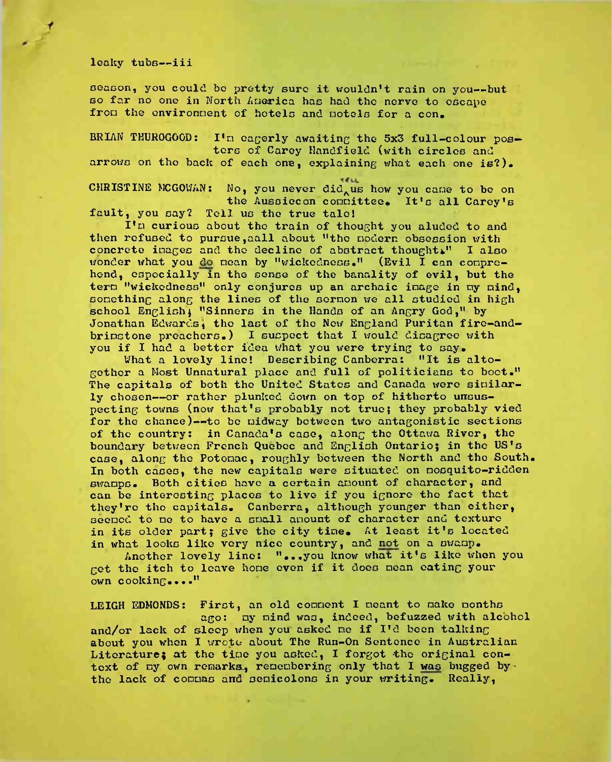season, you could be pretty sure it wouldn't rain on you--but so far no one in North America has had the nerve to escape from the environment of hotels and motels for a con.

BRIAN THUROGOOD: I'm eagerly awaiting the 5x3 full-colour posters of Carey Handfield (with circles and arrows on the back of each one, explaining what each one is?).

CHRISTINE MCGOWAN: No, you never did tell us how you came to be on the Aussiecon committee. It's all Carey's fault, you say? Tell us the true tale!

I'm curious about the train of thought you aluded to and then refused to pursue, all about "the modern obsession with concrete images and the decline of abstract thought." I also wonder what you *do* mean by "wickedness." (Evil I can comprehend, especially in the sense of the banality of evil, but the term "wickedness" only conjures up an archaic image in my mind, something along the lines of the sermon we all studied in high school English; "Sinners in the Hands of an Angry God," by Jonathan Edwards, the last of the New England Puritan fire-and-brimstone preachers.) I suspect that I would disagree with you if I had a better idea what you were trying to say.

What a lovely line! Describing Canberra: "It is altogether a Most Unnatural place and full of politicians to boot." The capitals of both the United States and Canada were similarly chosen--or rather plunked down on top of hitherto unsuspecting towns (now that's probably not true; they probably vied for the chance)--to be midway between two antagonistic sections of the country: in Canada's case, along the Ottawa River, the boundary between French Quebec and English Ontario; in the US's case, along the Potomac, roughly between the North and the South. In both cases, the new capitals were situated on mosquito-ridden swamps. Both cities have a certain amount of character, and can be interesting places to live if you ignore the fact that they're the capitals. Canberra, although younger than either, seemed to me to have a small amount of character and texture in its older part; give the city time. At least it's located in what looks like very nice country, and *not* on a swamp.

Another lovely line: "...you know what it's like when you get the itch to leave home even if it does mean eating your own cooking...."

LEIGH EDMONDS: First, an old comment I meant to make months ago: my mind was, indeed, befuzzed with alcohol and/or lack of sleep when you asked me if I'd been talking about you when I wrote about The Run-On Sentence in Australian Literature; at the time you asked, I forgot the original context of my own remarks, remembering only that I *was* bugged by the lack of commas and semicolons in your writing. Really,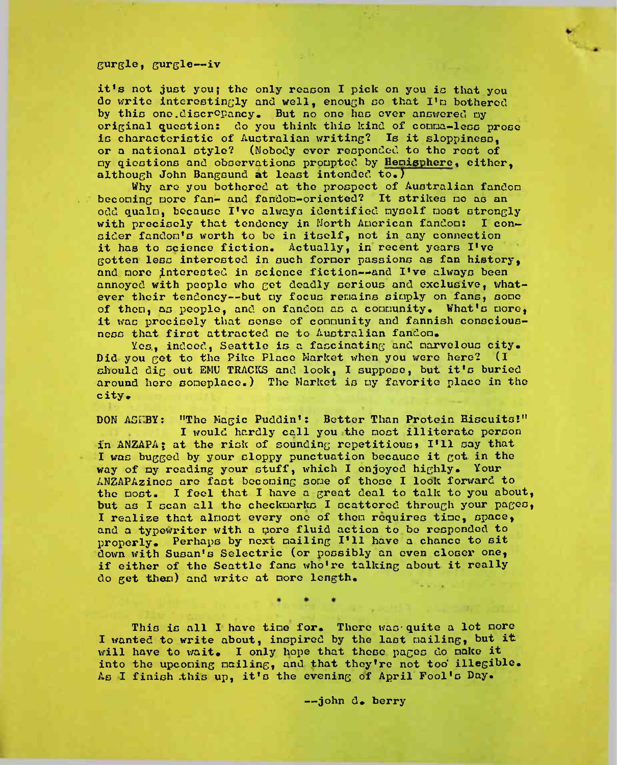it's not just you; the only reason I pick on you is that you do write interestingly and well, enough so that I'm bothered by this one.discrepancy. But no one has ever answered my original question: do you think this kind of comma-less prose is characteristic of Australian writing? Is it sloppiness, or a national style? (Nobody ever responded to the rest of my qiestions and observations prompted by Hemisphere, either, although John Bangsund at least intended to.)

Why are you bothered at the prospect of Australian fandom becoming more fan- and fandom-oriented? It strikes me as an odd qualm, because I've always identified myself most strongly with precisely that tendency in North American fandom: I consider fandom's worth to be in itself, not in any connection it has to science fiction. Actually, in recent years I've gotten less interested in such former passions as fan history, and more interested in science fiction--and I've always been annoyed with people who get deadly serious and exclusive, whatever their tendency--but my focus remains simply on fans, some of them, as people, and on fandom as a community. What's more, it was precisely that sense of community and fannish consciousness that first attracted me to Australian fandom.

Yes, indeed, Seattle is a fascinating and marvelous city. Did you get to the Pike Place Market when you were here? (I should dig out EMU TRACKS and look, I suppose, but it's buried around here someplace.) The Market is my favorite place in the city.

DON ASHBY: "The Magic Puddin': Better Than Protein Biscuits!"

I would hardly call you the most illiterate person in ANZAPA; at the risk of sounding repetitious, I'll say that I was bugged by your sloppy punctuation because it got in the way of my reading your stuff, which I enjoyed highly. Your ANZAPAzines are fast becoming some of those I look forward to the most. I feel that I have a great deal to talk to you about, but as I scan all the checkmarks I scattered through your pages, I realize that almost every one of them requires time, space, and a typewriter with a more fluid action to be responded to properly. Perhaps by next mailing I'll have a chance to sit down with Susan's Selectric (or possibly an even closer one, if either of the Seattle fans who're talking about it really do get them) and write at more length.

\* \* \*

This is all I have time for. There was quite a lot more I wanted to write about, inspired by the last mailing, but it will have to wait. I only hope that these pages do make it into the upcoming mailing, and that they're not too illegible. As I finish this up, it's the evening of April Fool's Day.

--john d. berry